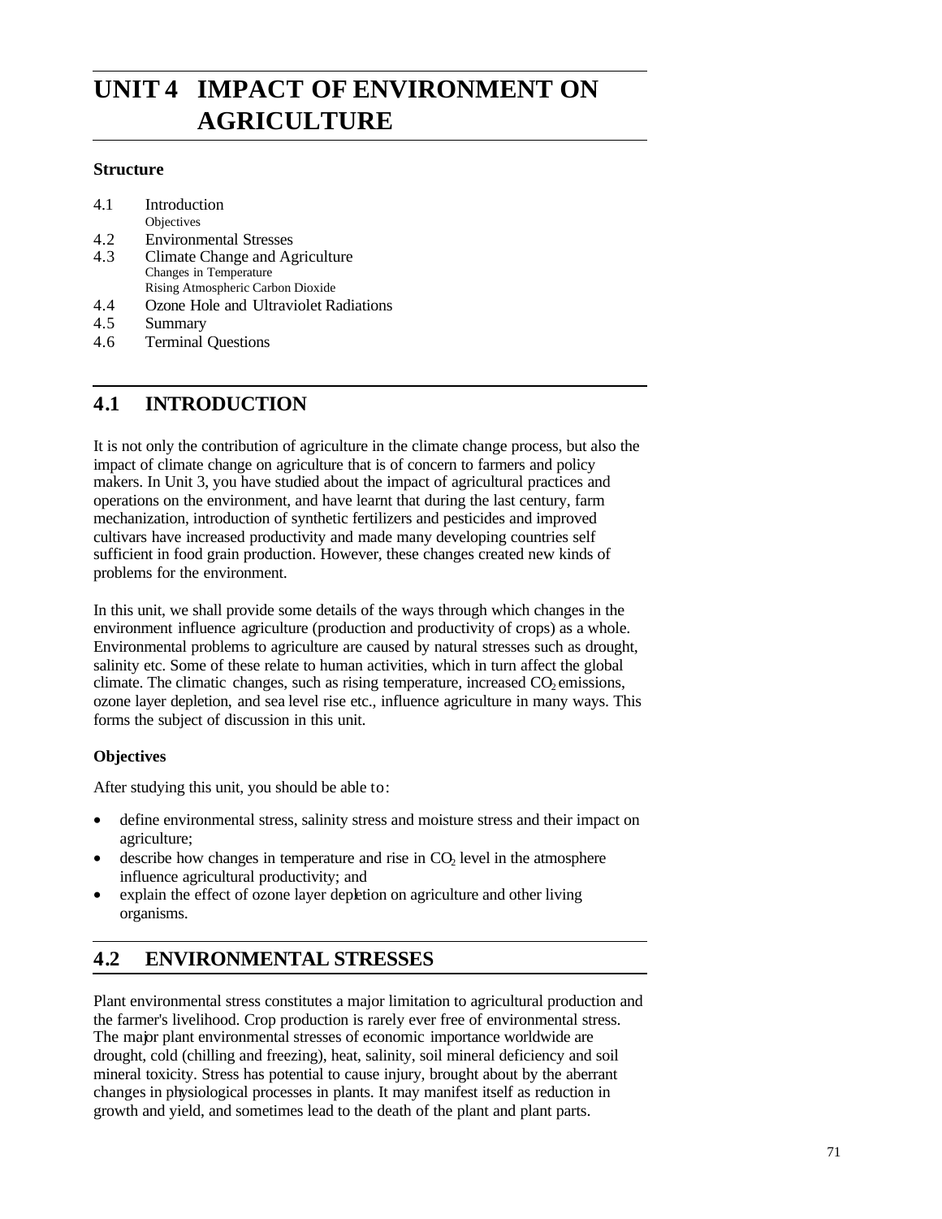# UNIT 4 IMPACT OF ENVIRONMENT ON AGRICULTURE

### Structure

4.1 Introduction
  Objectives
4.2 Environmental Stresses
4.3 Climate Change and Agriculture
  Changes in Temperature
  Rising Atmospheric Carbon Dioxide
4.4 Ozone Hole and Ultraviolet Radiations
4.5 Summary
4.6 Terminal Questions

## 4.1 INTRODUCTION

It is not only the contribution of agriculture in the climate change process, but also the impact of climate change on agriculture that is of concern to farmers and policy makers. In Unit 3, you have studied about the impact of agricultural practices and operations on the environment, and have learnt that during the last century, farm mechanization, introduction of synthetic fertilizers and pesticides and improved cultivars have increased productivity and made many developing countries self sufficient in food grain production. However, these changes created new kinds of problems for the environment.

In this unit, we shall provide some details of the ways through which changes in the environment influence agriculture (production and productivity of crops) as a whole. Environmental problems to agriculture are caused by natural stresses such as drought, salinity etc. Some of these relate to human activities, which in turn affect the global climate. The climatic changes, such as rising temperature, increased $CO_2$ emissions, ozone layer depletion, and sea level rise etc., influence agriculture in many ways. This forms the subject of discussion in this unit.

### Objectives

After studying this unit, you should be able to:

- define environmental stress, salinity stress and moisture stress and their impact on agriculture;
- describe how changes in temperature and rise in $CO_2$ level in the atmosphere influence agricultural productivity; and
- explain the effect of ozone layer depletion on agriculture and other living organisms.

## 4.2 ENVIRONMENTAL STRESSES

Plant environmental stress constitutes a major limitation to agricultural production and the farmer's livelihood. Crop production is rarely ever free of environmental stress. The major plant environmental stresses of economic importance worldwide are drought, cold (chilling and freezing), heat, salinity, soil mineral deficiency and soil mineral toxicity. Stress has potential to cause injury, brought about by the aberrant changes in physiological processes in plants. It may manifest itself as reduction in growth and yield, and sometimes lead to the death of the plant and plant parts.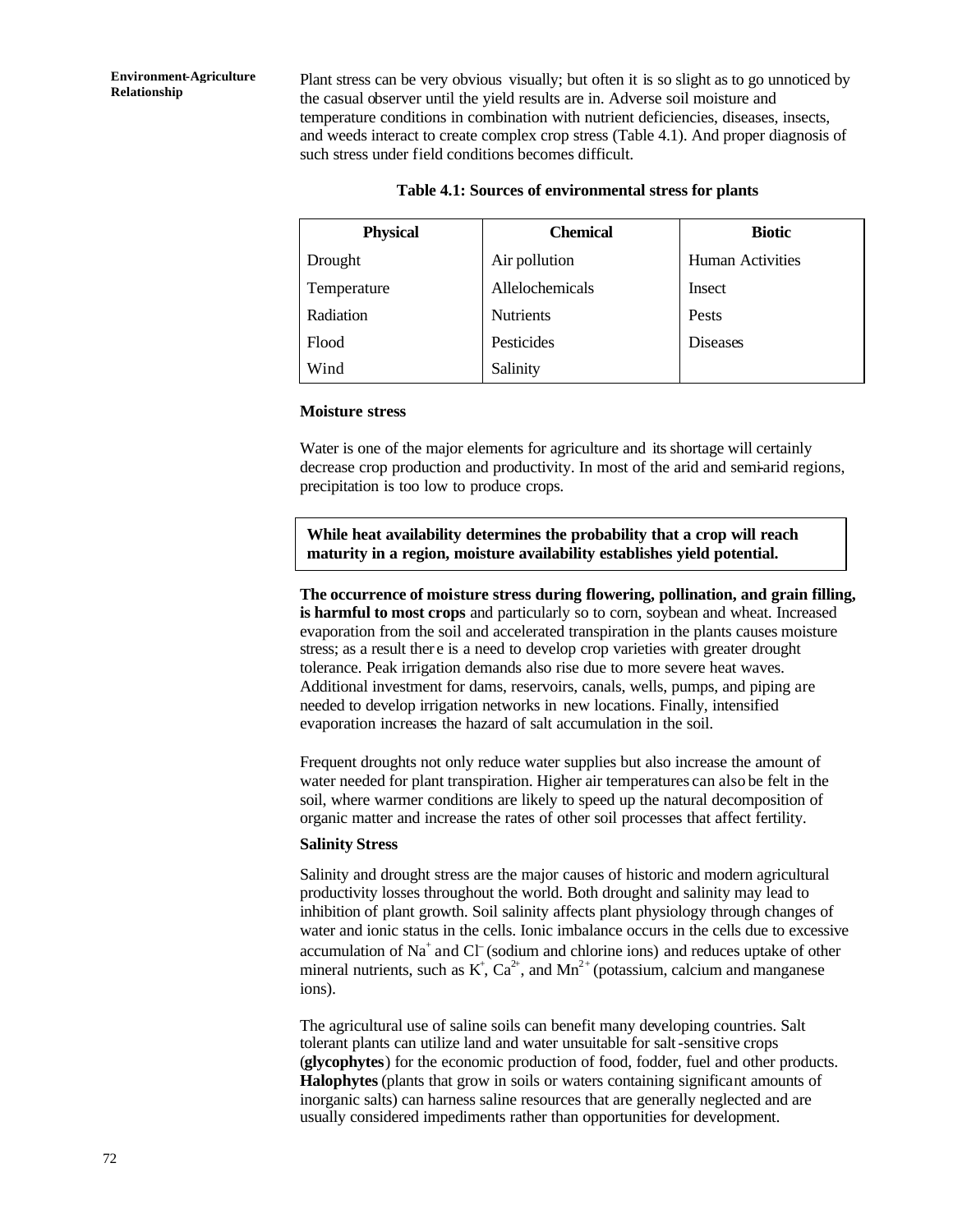Plant stress can be very obvious visually; but often it is so slight as to go unnoticed by the casual observer until the yield results are in. Adverse soil moisture and temperature conditions in combination with nutrient deficiencies, diseases, insects, and weeds interact to create complex crop stress (Table 4.1). And proper diagnosis of such stress under field conditions becomes difficult.

**Table 4.1: Sources of environmental stress for plants**

| Physical | Chemical | Biotic |
|---|---|---|
| Drought | Air pollution | Human Activities |
| Temperature | Allelochemicals | Insect |
| Radiation | Nutrients | Pests |
| Flood | Pesticides | Diseases |
| Wind | Salinity | |

### Moisture stress

Water is one of the major elements for agriculture and its shortage will certainly decrease crop production and productivity. In most of the arid and semi-arid regions, precipitation is too low to produce crops.

> **While heat availability determines the probability that a crop will reach maturity in a region, moisture availability establishes yield potential.**

**The occurrence of moisture stress during flowering, pollination, and grain filling, is harmful to most crops** and particularly so to corn, soybean and wheat. Increased evaporation from the soil and accelerated transpiration in the plants causes moisture stress; as a result there is a need to develop crop varieties with greater drought tolerance. Peak irrigation demands also rise due to more severe heat waves. Additional investment for dams, reservoirs, canals, wells, pumps, and piping are needed to develop irrigation networks in new locations. Finally, intensified evaporation increases the hazard of salt accumulation in the soil.

Frequent droughts not only reduce water supplies but also increase the amount of water needed for plant transpiration. Higher air temperatures can also be felt in the soil, where warmer conditions are likely to speed up the natural decomposition of organic matter and increase the rates of other soil processes that affect fertility.

### Salinity Stress

Salinity and drought stress are the major causes of historic and modern agricultural productivity losses throughout the world. Both drought and salinity may lead to inhibition of plant growth. Soil salinity affects plant physiology through changes of water and ionic status in the cells. Ionic imbalance occurs in the cells due to excessive accumulation of $Na^+$ and $Cl^-$ (sodium and chlorine ions) and reduces uptake of other mineral nutrients, such as $K^+$, $Ca^{2+}$, and $Mn^{2+}$ (potassium, calcium and manganese ions).

The agricultural use of saline soils can benefit many developing countries. Salt tolerant plants can utilize land and water unsuitable for salt-sensitive crops (**glycophytes**) for the economic production of food, fodder, fuel and other products. **Halophytes** (plants that grow in soils or waters containing significant amounts of inorganic salts) can harness saline resources that are generally neglected and are usually considered impediments rather than opportunities for development.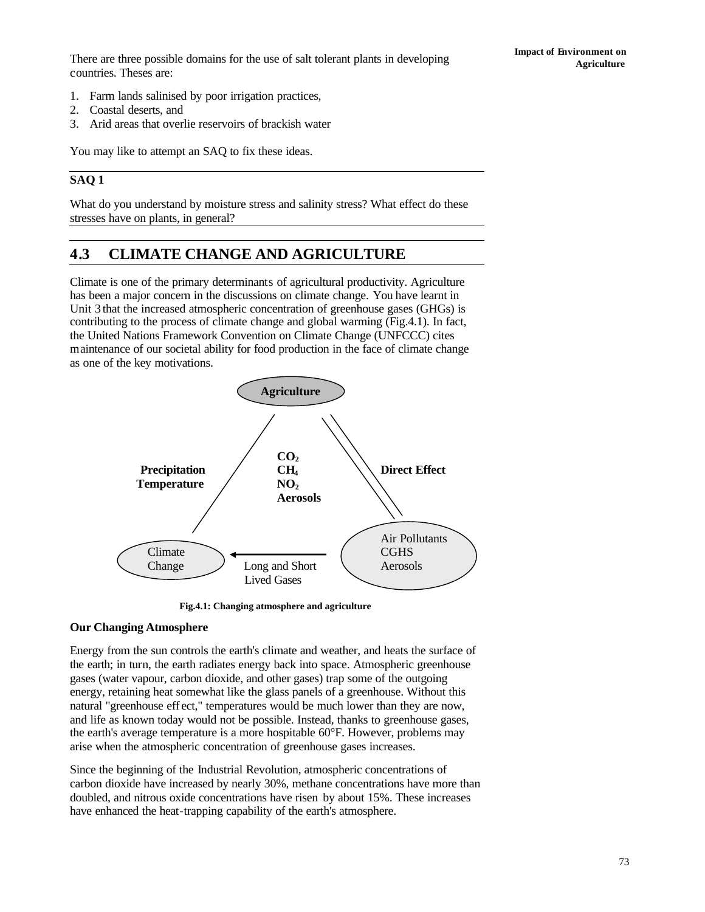There are three possible domains for the use of salt tolerant plants in developing countries. Theses are:

1. Farm lands salinised by poor irrigation practices,
2. Coastal deserts, and
3. Arid areas that overlie reservoirs of brackish water

You may like to attempt an SAQ to fix these ideas.

---

**SAQ 1**

What do you understand by moisture stress and salinity stress? What effect do these stresses have on plants, in general?

---

## 4.3 CLIMATE CHANGE AND AGRICULTURE

Climate is one of the primary determinants of agricultural productivity. Agriculture has been a major concern in the discussions on climate change. You have learnt in Unit 3 that the increased atmospheric concentration of greenhouse gases (GHGs) is contributing to the process of climate change and global warming (Fig.4.1). In fact, the United Nations Framework Convention on Climate Change (UNFCCC) cites maintenance of our societal ability for food production in the face of climate change as one of the key motivations.

**Agriculture**

**Precipitation**
**Temperature**

**$CO_2$**
**$CH_4$**
**$NO_2$**
**Aerosols**

**Direct Effect**

Climate Change

Long and Short Lived Gases

Air Pollutants
CGHS
Aerosols

**Fig.4.1: Changing atmosphere and agriculture**

### Our Changing Atmosphere

Energy from the sun controls the earth's climate and weather, and heats the surface of the earth; in turn, the earth radiates energy back into space. Atmospheric greenhouse gases (water vapour, carbon dioxide, and other gases) trap some of the outgoing energy, retaining heat somewhat like the glass panels of a greenhouse. Without this natural "greenhouse effect," temperatures would be much lower than they are now, and life as known today would not be possible. Instead, thanks to greenhouse gases, the earth's average temperature is a more hospitable 60°F. However, problems may arise when the atmospheric concentration of greenhouse gases increases.

Since the beginning of the Industrial Revolution, atmospheric concentrations of carbon dioxide have increased by nearly 30%, methane concentrations have more than doubled, and nitrous oxide concentrations have risen by about 15%. These increases have enhanced the heat-trapping capability of the earth's atmosphere.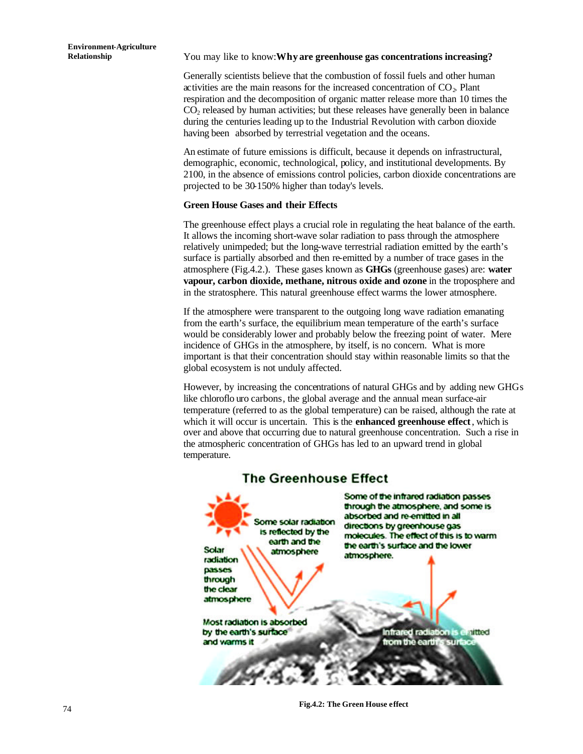You may like to know: **Why are greenhouse gas concentrations increasing?**

Generally scientists believe that the combustion of fossil fuels and other human activities are the main reasons for the increased concentration of $CO_2$. Plant respiration and the decomposition of organic matter release more than 10 times the $CO_2$ released by human activities; but these releases have generally been in balance during the centuries leading up to the Industrial Revolution with carbon dioxide having been absorbed by terrestrial vegetation and the oceans.

An estimate of future emissions is difficult, because it depends on infrastructural, demographic, economic, technological, policy, and institutional developments. By 2100, in the absence of emissions control policies, carbon dioxide concentrations are projected to be 30-150% higher than today's levels.

**Green House Gases and their Effects**

The greenhouse effect plays a crucial role in regulating the heat balance of the earth. It allows the incoming short-wave solar radiation to pass through the atmosphere relatively unimpeded; but the long-wave terrestrial radiation emitted by the earth's surface is partially absorbed and then re-emitted by a number of trace gases in the atmosphere (Fig.4.2.). These gases known as **GHGs** (greenhouse gases) are: **water vapour, carbon dioxide, methane, nitrous oxide and ozone** in the troposphere and in the stratosphere. This natural greenhouse effect warms the lower atmosphere.

If the atmosphere were transparent to the outgoing long wave radiation emanating from the earth's surface, the equilibrium mean temperature of the earth's surface would be considerably lower and probably below the freezing point of water. Mere incidence of GHGs in the atmosphere, by itself, is no concern. What is more important is that their concentration should stay within reasonable limits so that the global ecosystem is not unduly affected.

However, by increasing the concentrations of natural GHGs and by adding new GHGs like chlorofluoro carbons, the global average and the annual mean surface-air temperature (referred to as the global temperature) can be raised, although the rate at which it will occur is uncertain. This is the **enhanced greenhouse effect**, which is over and above that occurring due to natural greenhouse concentration. Such a rise in the atmospheric concentration of GHGs has led to an upward trend in global temperature.

**Fig.4.2: The Green House effect**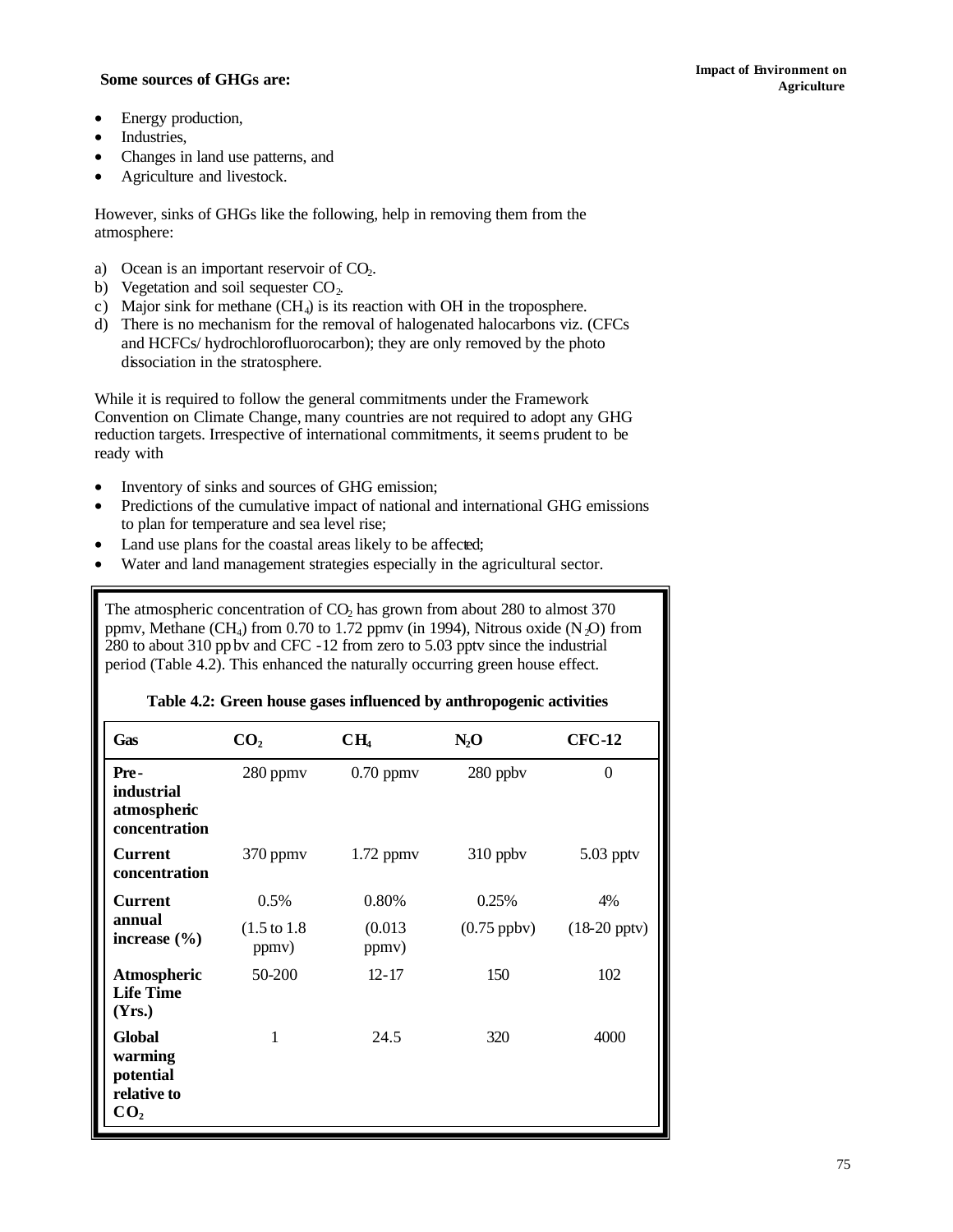**Some sources of GHGs are:**

- Energy production,
- Industries,
- Changes in land use patterns, and
- Agriculture and livestock.

However, sinks of GHGs like the following, help in removing them from the atmosphere:

a) Ocean is an important reservoir of $CO_2$.
b) Vegetation and soil sequester $CO_2$.
c) Major sink for methane ($CH_4$) is its reaction with OH in the troposphere.
d) There is no mechanism for the removal of halogenated halocarbons viz. (CFCs and HCFCs/ hydrochlorofluorocarbon); they are only removed by the photo dissociation in the stratosphere.

While it is required to follow the general commitments under the Framework Convention on Climate Change, many countries are not required to adopt any GHG reduction targets. Irrespective of international commitments, it seems prudent to be ready with

- Inventory of sinks and sources of GHG emission;
- Predictions of the cumulative impact of national and international GHG emissions to plan for temperature and sea level rise;
- Land use plans for the coastal areas likely to be affected;
- Water and land management strategies especially in the agricultural sector.

The atmospheric concentration of $CO_2$ has grown from about 280 to almost 370 ppmv, Methane ($CH_4$) from 0.70 to 1.72 ppmv (in 1994), Nitrous oxide ($N_2O$) from 280 to about 310 ppbv and CFC -12 from zero to 5.03 pptv since the industrial period (Table 4.2). This enhanced the naturally occurring green house effect.

**Table 4.2: Green house gases influenced by anthropogenic activities**

| Gas | $CO_2$ | $CH_4$ | $N_2O$ | CFC-12 |
|---|---|---|---|---|
| **Pre-industrial atmospheric concentration** | 280 ppmv | 0.70 ppmv | 280 ppbv | 0 |
| **Current concentration** | 370 ppmv | 1.72 ppmv | 310 ppbv | 5.03 pptv |
| **Current annual increase (%)** | 0.5% (1.5 to 1.8 ppmv) | 0.80% (0.013 ppmv) | 0.25% (0.75 ppbv) | 4% (18-20 pptv) |
| **Atmospheric Life Time (Yrs.)** | 50-200 | 12-17 | 150 | 102 |
| **Global warming potential relative to $CO_2$** | 1 | 24.5 | 320 | 4000 |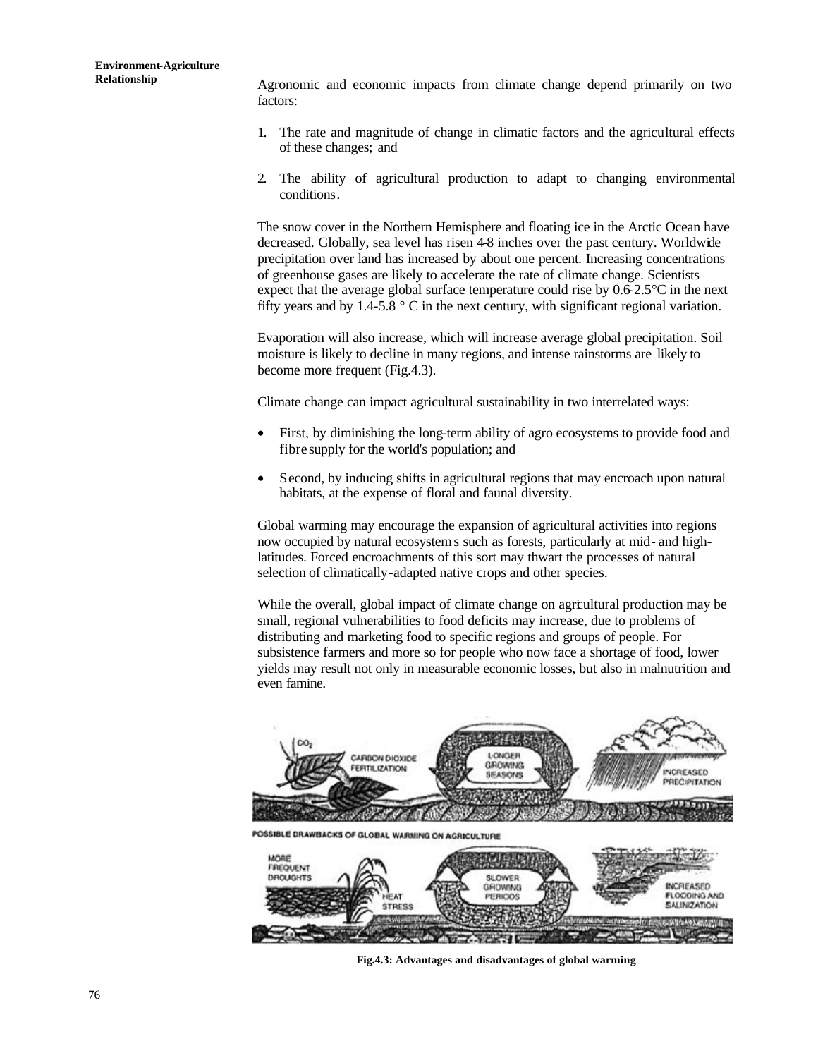Agronomic and economic impacts from climate change depend primarily on two factors:

1. The rate and magnitude of change in climatic factors and the agricultural effects of these changes; and
2. The ability of agricultural production to adapt to changing environmental conditions.

The snow cover in the Northern Hemisphere and floating ice in the Arctic Ocean have decreased. Globally, sea level has risen 4-8 inches over the past century. Worldwide precipitation over land has increased by about one percent. Increasing concentrations of greenhouse gases are likely to accelerate the rate of climate change. Scientists expect that the average global surface temperature could rise by 0.6-2.5°C in the next fifty years and by 1.4-5.8 ° C in the next century, with significant regional variation.

Evaporation will also increase, which will increase average global precipitation. Soil moisture is likely to decline in many regions, and intense rainstorms are likely to become more frequent (Fig.4.3).

Climate change can impact agricultural sustainability in two interrelated ways:

- First, by diminishing the long-term ability of agro ecosystems to provide food and fibre supply for the world's population; and
- Second, by inducing shifts in agricultural regions that may encroach upon natural habitats, at the expense of floral and faunal diversity.

Global warming may encourage the expansion of agricultural activities into regions now occupied by natural ecosystems such as forests, particularly at mid- and high-latitudes. Forced encroachments of this sort may thwart the processes of natural selection of climatically-adapted native crops and other species.

While the overall, global impact of climate change on agricultural production may be small, regional vulnerabilities to food deficits may increase, due to problems of distributing and marketing food to specific regions and groups of people. For subsistence farmers and more so for people who now face a shortage of food, lower yields may result not only in measurable economic losses, but also in malnutrition and even famine.

**Fig.4.3: Advantages and disadvantages of global warming**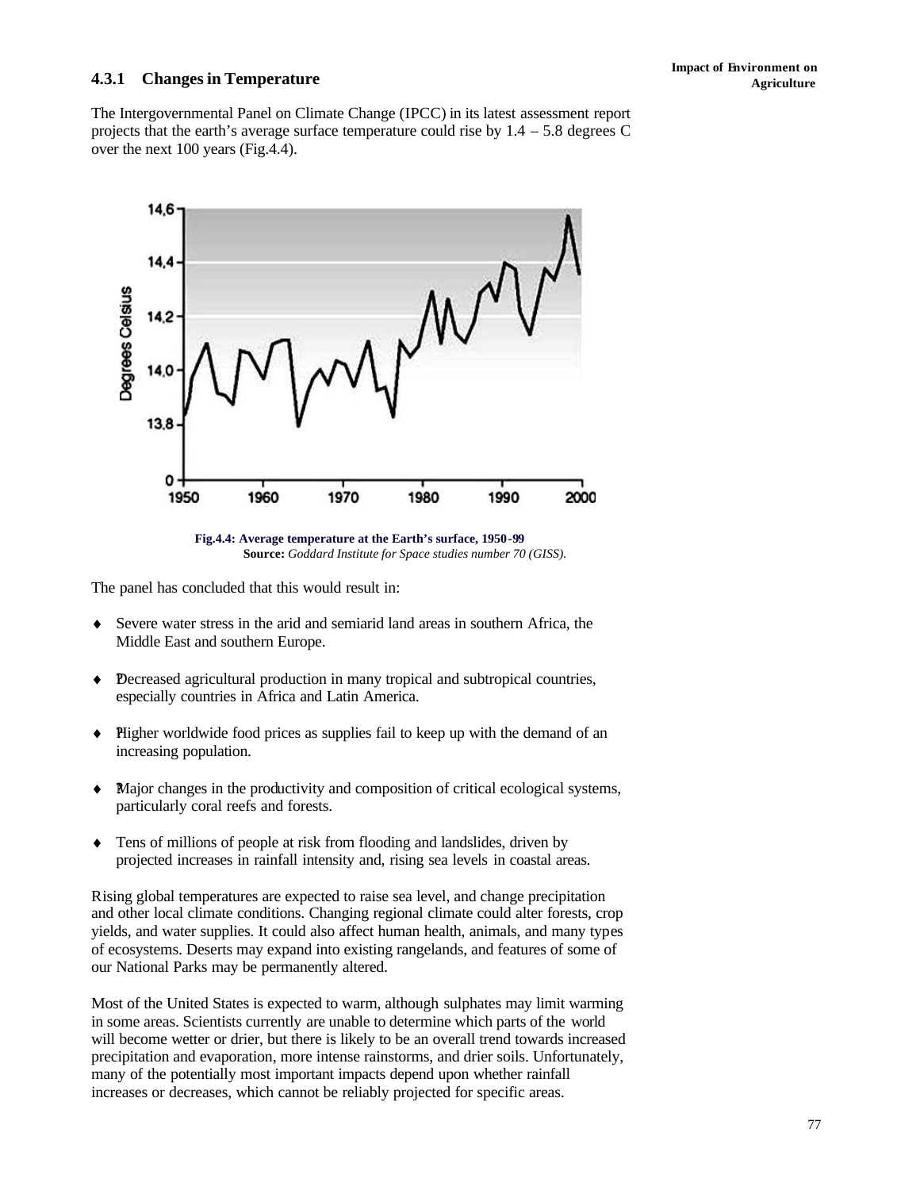### 4.3.1 Changes in Temperature

The Intergovernmental Panel on Climate Change (IPCC) in its latest assessment report projects that the earth's average surface temperature could rise by 1.4 – 5.8 degrees C over the next 100 years (Fig.4.4).

**Fig.4.4: Average temperature at the Earth's surface, 1950-99**
**Source:** *Goddard Institute for Space studies number 70 (GISS).*

The panel has concluded that this would result in:

- Severe water stress in the arid and semiarid land areas in southern Africa, the Middle East and southern Europe.
- Decreased agricultural production in many tropical and subtropical countries, especially countries in Africa and Latin America.
- Higher worldwide food prices as supplies fail to keep up with the demand of an increasing population.
- Major changes in the productivity and composition of critical ecological systems, particularly coral reefs and forests.
- Tens of millions of people at risk from flooding and landslides, driven by projected increases in rainfall intensity and, rising sea levels in coastal areas.

Rising global temperatures are expected to raise sea level, and change precipitation and other local climate conditions. Changing regional climate could alter forests, crop yields, and water supplies. It could also affect human health, animals, and many types of ecosystems. Deserts may expand into existing rangelands, and features of some of our National Parks may be permanently altered.

Most of the United States is expected to warm, although sulphates may limit warming in some areas. Scientists currently are unable to determine which parts of the world will become wetter or drier, but there is likely to be an overall trend towards increased precipitation and evaporation, more intense rainstorms, and drier soils. Unfortunately, many of the potentially most important impacts depend upon whether rainfall increases or decreases, which cannot be reliably projected for specific areas.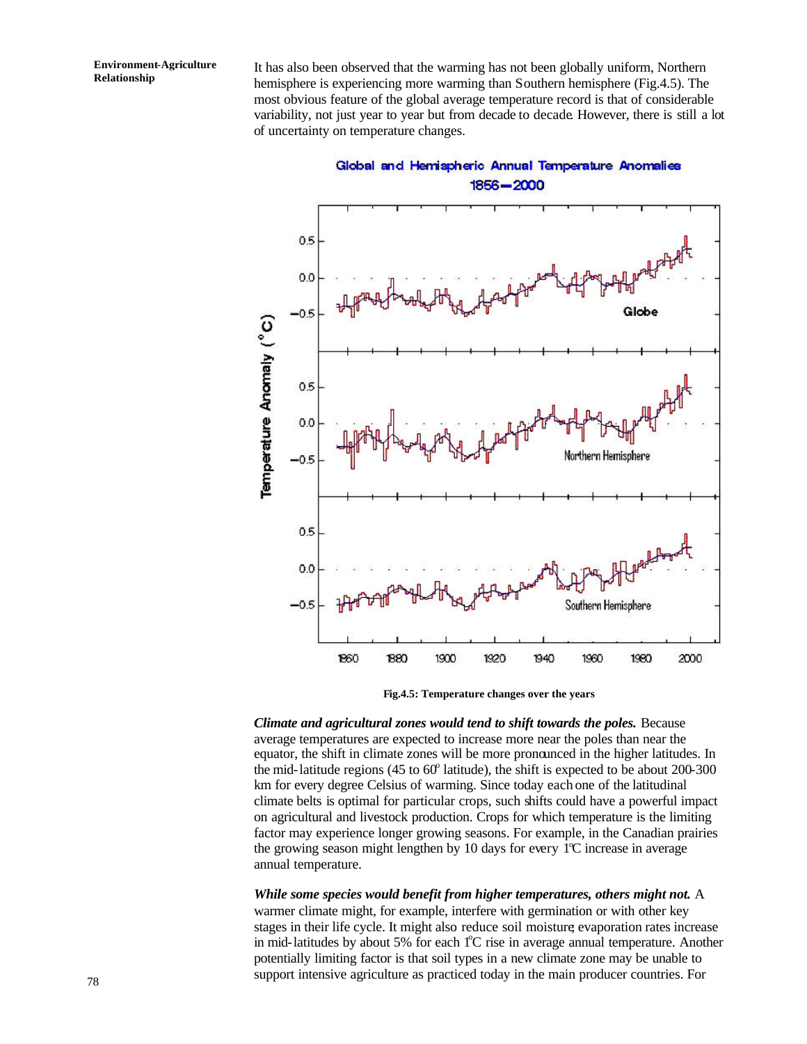It has also been observed that the warming has not been globally uniform, Northern hemisphere is experiencing more warming than Southern hemisphere (Fig.4.5). The most obvious feature of the global average temperature record is that of considerable variability, not just year to year but from decade to decade. However, there is still a lot of uncertainty on temperature changes.

**Fig.4.5: Temperature changes over the years**

***Climate and agricultural zones would tend to shift towards the poles.*** Because average temperatures are expected to increase more near the poles than near the equator, the shift in climate zones will be more pronounced in the higher latitudes. In the mid-latitude regions (45 to 60° latitude), the shift is expected to be about 200-300 km for every degree Celsius of warming. Since today each one of the latitudinal climate belts is optimal for particular crops, such shifts could have a powerful impact on agricultural and livestock production. Crops for which temperature is the limiting factor may experience longer growing seasons. For example, in the Canadian prairies the growing season might lengthen by 10 days for every 1°C increase in average annual temperature.

***While some species would benefit from higher temperatures, others might not.*** A warmer climate might, for example, interfere with germination or with other key stages in their life cycle. It might also reduce soil moisture; evaporation rates increase in mid-latitudes by about 5% for each 1°C rise in average annual temperature. Another potentially limiting factor is that soil types in a new climate zone may be unable to support intensive agriculture as practiced today in the main producer countries. For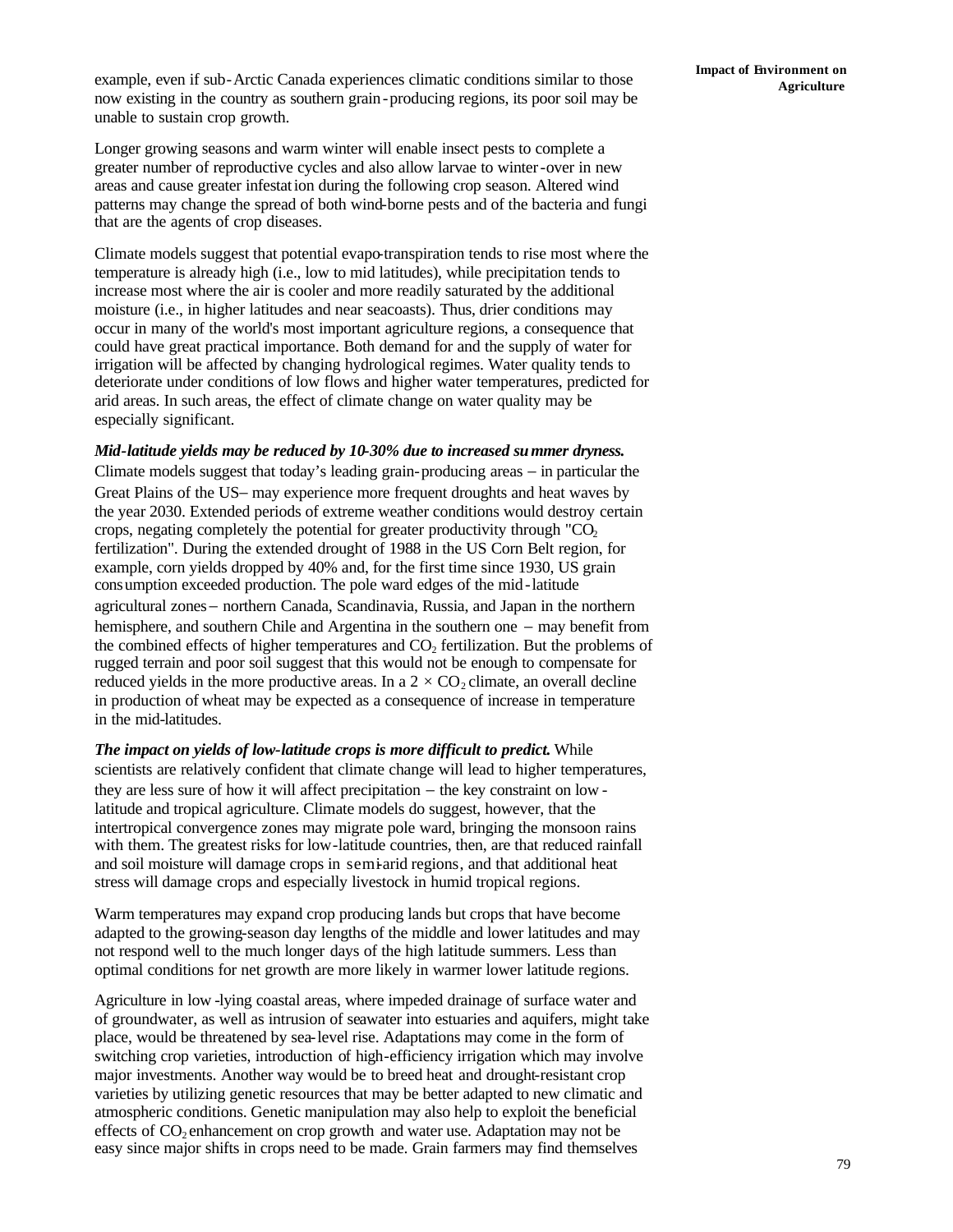example, even if sub-Arctic Canada experiences climatic conditions similar to those now existing in the country as southern grain-producing regions, its poor soil may be unable to sustain crop growth.

Longer growing seasons and warm winter will enable insect pests to complete a greater number of reproductive cycles and also allow larvae to winter-over in new areas and cause greater infestation during the following crop season. Altered wind patterns may change the spread of both wind-borne pests and of the bacteria and fungi that are the agents of crop diseases.

Climate models suggest that potential evapo-transpiration tends to rise most where the temperature is already high (i.e., low to mid latitudes), while precipitation tends to increase most where the air is cooler and more readily saturated by the additional moisture (i.e., in higher latitudes and near seacoasts). Thus, drier conditions may occur in many of the world's most important agriculture regions, a consequence that could have great practical importance. Both demand for and the supply of water for irrigation will be affected by changing hydrological regimes. Water quality tends to deteriorate under conditions of low flows and higher water temperatures, predicted for arid areas. In such areas, the effect of climate change on water quality may be especially significant.

***Mid-latitude yields may be reduced by 10-30% due to increased summer dryness.*** Climate models suggest that today's leading grain-producing areas – in particular the Great Plains of the US– may experience more frequent droughts and heat waves by the year 2030. Extended periods of extreme weather conditions would destroy certain crops, negating completely the potential for greater productivity through "$CO_2$ fertilization". During the extended drought of 1988 in the US Corn Belt region, for example, corn yields dropped by 40% and, for the first time since 1930, US grain consumption exceeded production. The pole ward edges of the mid-latitude agricultural zones– northern Canada, Scandinavia, Russia, and Japan in the northern hemisphere, and southern Chile and Argentina in the southern one – may benefit from the combined effects of higher temperatures and $CO_2$ fertilization. But the problems of rugged terrain and poor soil suggest that this would not be enough to compensate for reduced yields in the more productive areas. In a $2 \times CO_2$ climate, an overall decline in production of wheat may be expected as a consequence of increase in temperature in the mid-latitudes.

***The impact on yields of low-latitude crops is more difficult to predict.*** While scientists are relatively confident that climate change will lead to higher temperatures, they are less sure of how it will affect precipitation – the key constraint on low-latitude and tropical agriculture. Climate models do suggest, however, that the intertropical convergence zones may migrate pole ward, bringing the monsoon rains with them. The greatest risks for low-latitude countries, then, are that reduced rainfall and soil moisture will damage crops in semi-arid regions, and that additional heat stress will damage crops and especially livestock in humid tropical regions.

Warm temperatures may expand crop producing lands but crops that have become adapted to the growing-season day lengths of the middle and lower latitudes and may not respond well to the much longer days of the high latitude summers. Less than optimal conditions for net growth are more likely in warmer lower latitude regions.

Agriculture in low-lying coastal areas, where impeded drainage of surface water and of groundwater, as well as intrusion of seawater into estuaries and aquifers, might take place, would be threatened by sea-level rise. Adaptations may come in the form of switching crop varieties, introduction of high-efficiency irrigation which may involve major investments. Another way would be to breed heat and drought-resistant crop varieties by utilizing genetic resources that may be better adapted to new climatic and atmospheric conditions. Genetic manipulation may also help to exploit the beneficial effects of $CO_2$ enhancement on crop growth and water use. Adaptation may not be easy since major shifts in crops need to be made. Grain farmers may find themselves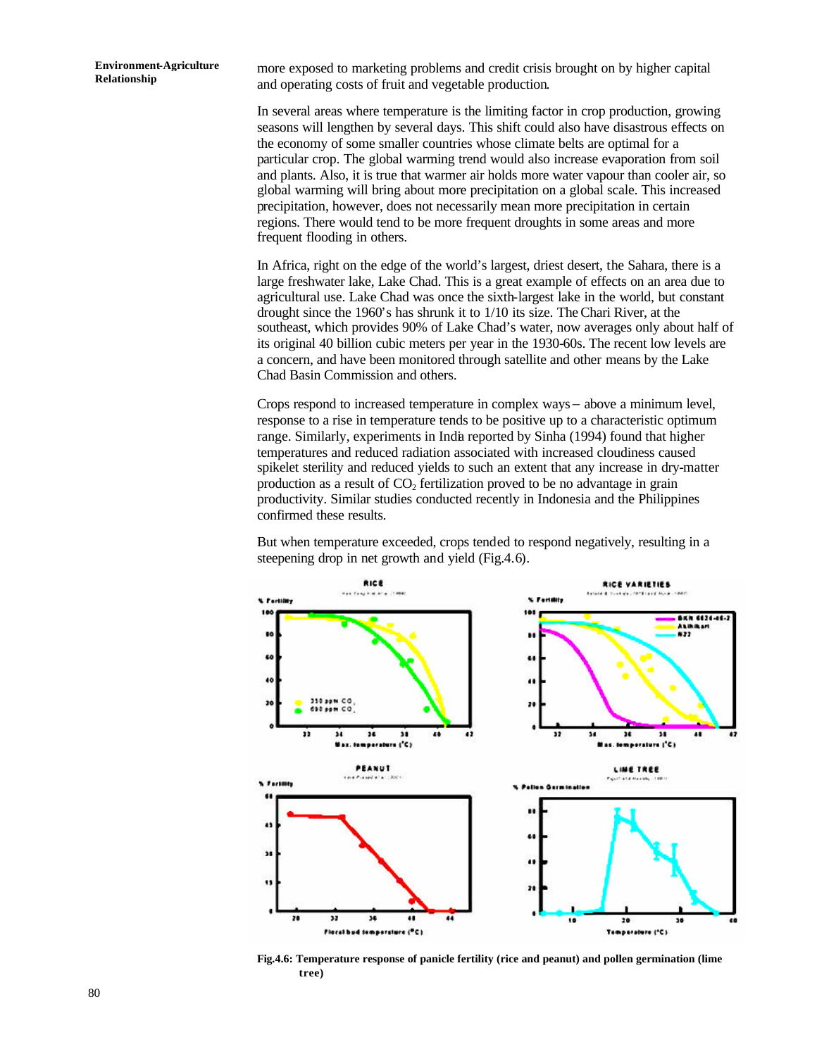more exposed to marketing problems and credit crisis brought on by higher capital and operating costs of fruit and vegetable production.

In several areas where temperature is the limiting factor in crop production, growing seasons will lengthen by several days. This shift could also have disastrous effects on the economy of some smaller countries whose climate belts are optimal for a particular crop. The global warming trend would also increase evaporation from soil and plants. Also, it is true that warmer air holds more water vapour than cooler air, so global warming will bring about more precipitation on a global scale. This increased precipitation, however, does not necessarily mean more precipitation in certain regions. There would tend to be more frequent droughts in some areas and more frequent flooding in others.

In Africa, right on the edge of the world's largest, driest desert, the Sahara, there is a large freshwater lake, Lake Chad. This is a great example of effects on an area due to agricultural use. Lake Chad was once the sixth-largest lake in the world, but constant drought since the 1960's has shrunk it to 1/10 its size. The Chari River, at the southeast, which provides 90% of Lake Chad's water, now averages only about half of its original 40 billion cubic meters per year in the 1930-60s. The recent low levels are a concern, and have been monitored through satellite and other means by the Lake Chad Basin Commission and others.

Crops respond to increased temperature in complex ways – above a minimum level, response to a rise in temperature tends to be positive up to a characteristic optimum range. Similarly, experiments in India reported by Sinha (1994) found that higher temperatures and reduced radiation associated with increased cloudiness caused spikelet sterility and reduced yields to such an extent that any increase in dry-matter production as a result of $CO_2$ fertilization proved to be no advantage in grain productivity. Similar studies conducted recently in Indonesia and the Philippines confirmed these results.

But when temperature exceeded, crops tended to respond negatively, resulting in a steepening drop in net growth and yield (Fig.4.6).

**Fig.4.6: Temperature response of panicle fertility (rice and peanut) and pollen germination (lime tree)**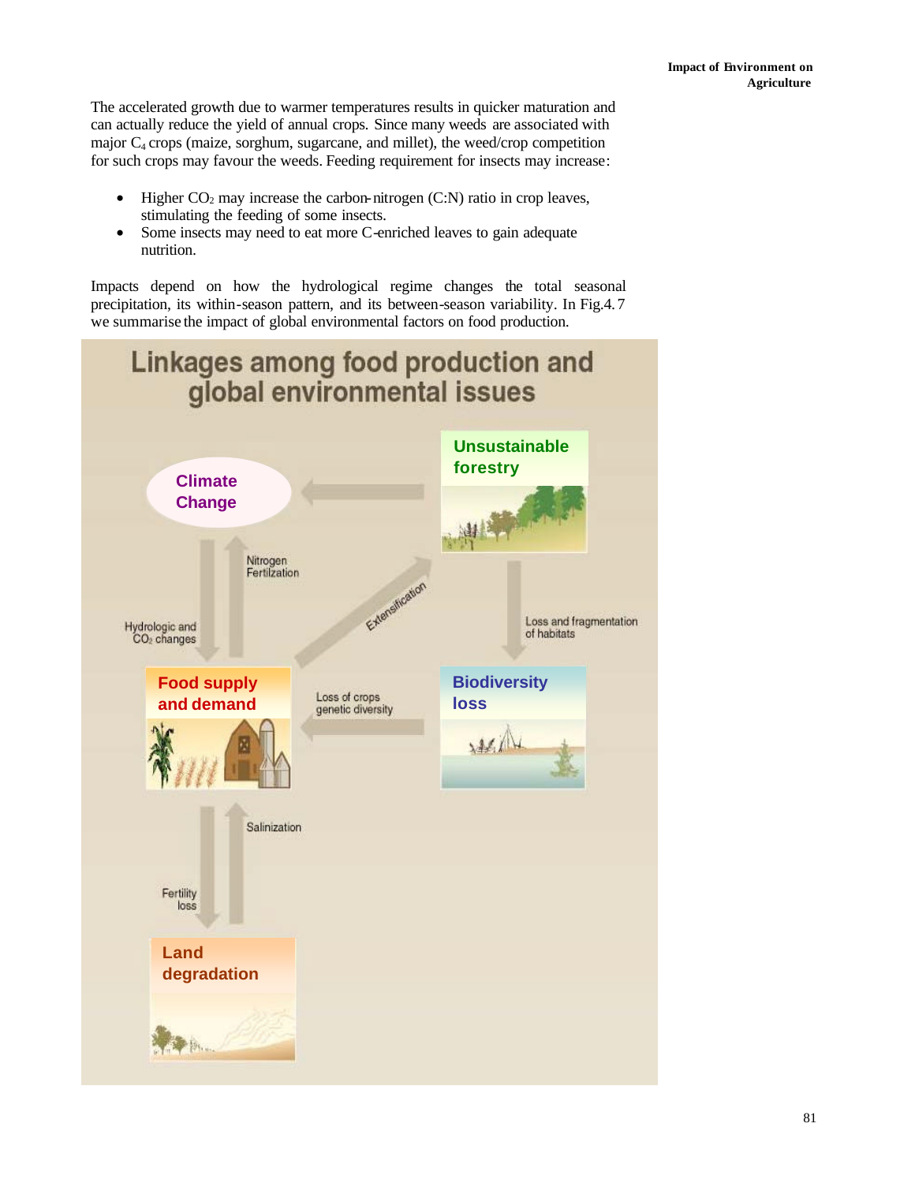The accelerated growth due to warmer temperatures results in quicker maturation and can actually reduce the yield of annual crops. Since many weeds are associated with major $C_4$ crops (maize, sorghum, sugarcane, and millet), the weed/crop competition for such crops may favour the weeds. Feeding requirement for insects may increase:

- Higher $CO_2$ may increase the carbon-nitrogen (C:N) ratio in crop leaves, stimulating the feeding of some insects.
- Some insects may need to eat more C-enriched leaves to gain adequate nutrition.

Impacts depend on how the hydrological regime changes the total seasonal precipitation, its within-season pattern, and its between-season variability. In Fig.4.7 we summarise the impact of global environmental factors on food production.

## Linkages among food production and global environmental issues

Climate Change

Unsustainable forestry

Nitrogen Fertilzation

Hydrologic and $CO_2$ changes

Extensification

Loss and fragmentation of habitats

Food supply and demand

Loss of crops genetic diversity

Biodiversity loss

Salinization

Fertility loss

Land degradation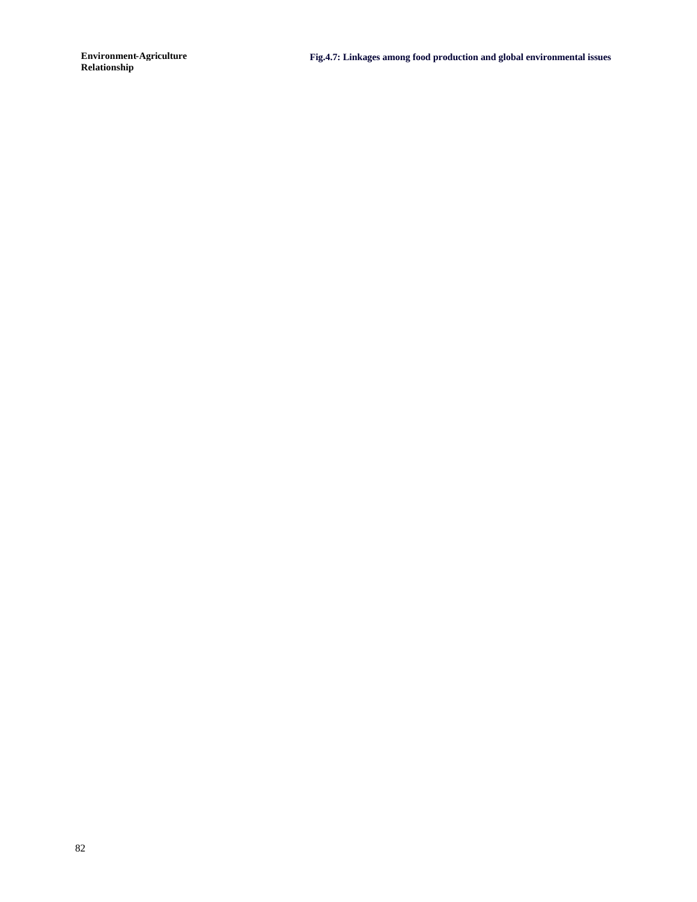Fig.4.7: Linkages among food production and global environmental issues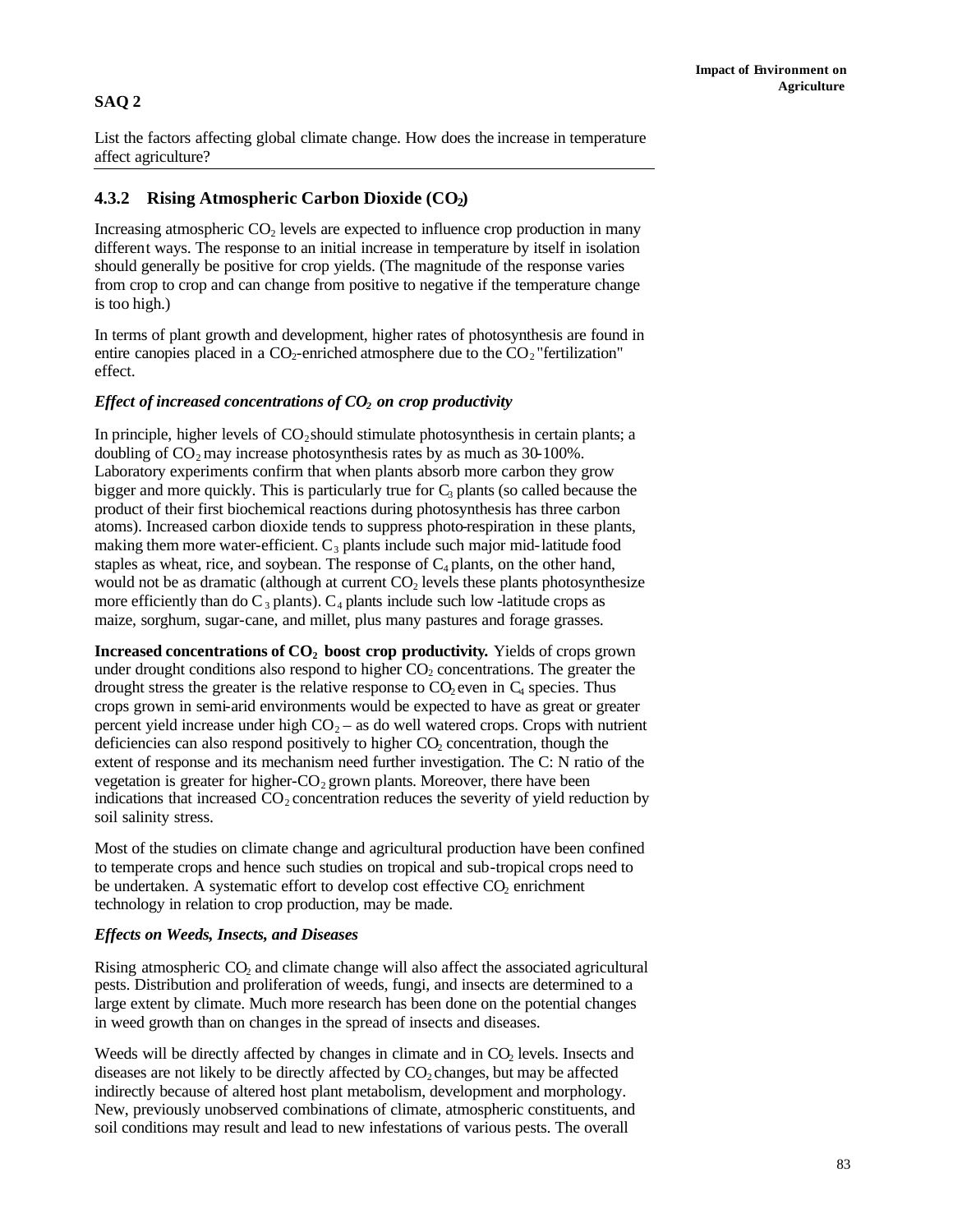**SAQ 2**

List the factors affecting global climate change. How does the increase in temperature affect agriculture?

### 4.3.2 Rising Atmospheric Carbon Dioxide ($CO_2$)

Increasing atmospheric $CO_2$ levels are expected to influence crop production in many different ways. The response to an initial increase in temperature by itself in isolation should generally be positive for crop yields. (The magnitude of the response varies from crop to crop and can change from positive to negative if the temperature change is too high.)

In terms of plant growth and development, higher rates of photosynthesis are found in entire canopies placed in a $CO_2$-enriched atmosphere due to the $CO_2$ "fertilization" effect.

***Effect of increased concentrations of $CO_2$ on crop productivity***

In principle, higher levels of $CO_2$ should stimulate photosynthesis in certain plants; a doubling of $CO_2$ may increase photosynthesis rates by as much as 30-100%. Laboratory experiments confirm that when plants absorb more carbon they grow bigger and more quickly. This is particularly true for $C_3$ plants (so called because the product of their first biochemical reactions during photosynthesis has three carbon atoms). Increased carbon dioxide tends to suppress photo-respiration in these plants, making them more water-efficient. $C_3$ plants include such major mid-latitude food staples as wheat, rice, and soybean. The response of $C_4$ plants, on the other hand, would not be as dramatic (although at current $CO_2$ levels these plants photosynthesize more efficiently than do $C_3$ plants). $C_4$ plants include such low-latitude crops as maize, sorghum, sugar-cane, and millet, plus many pastures and forage grasses.

**Increased concentrations of $CO_2$ boost crop productivity.** Yields of crops grown under drought conditions also respond to higher $CO_2$ concentrations. The greater the drought stress the greater is the relative response to $CO_2$ even in $C_4$ species. Thus crops grown in semi-arid environments would be expected to have as great or greater percent yield increase under high $CO_2$ – as do well watered crops. Crops with nutrient deficiencies can also respond positively to higher $CO_2$ concentration, though the extent of response and its mechanism need further investigation. The C: N ratio of the vegetation is greater for higher-$CO_2$ grown plants. Moreover, there have been indications that increased $CO_2$ concentration reduces the severity of yield reduction by soil salinity stress.

Most of the studies on climate change and agricultural production have been confined to temperate crops and hence such studies on tropical and sub-tropical crops need to be undertaken. A systematic effort to develop cost effective $CO_2$ enrichment technology in relation to crop production, may be made.

***Effects on Weeds, Insects, and Diseases***

Rising atmospheric $CO_2$ and climate change will also affect the associated agricultural pests. Distribution and proliferation of weeds, fungi, and insects are determined to a large extent by climate. Much more research has been done on the potential changes in weed growth than on changes in the spread of insects and diseases.

Weeds will be directly affected by changes in climate and in $CO_2$ levels. Insects and diseases are not likely to be directly affected by $CO_2$ changes, but may be affected indirectly because of altered host plant metabolism, development and morphology. New, previously unobserved combinations of climate, atmospheric constituents, and soil conditions may result and lead to new infestations of various pests. The overall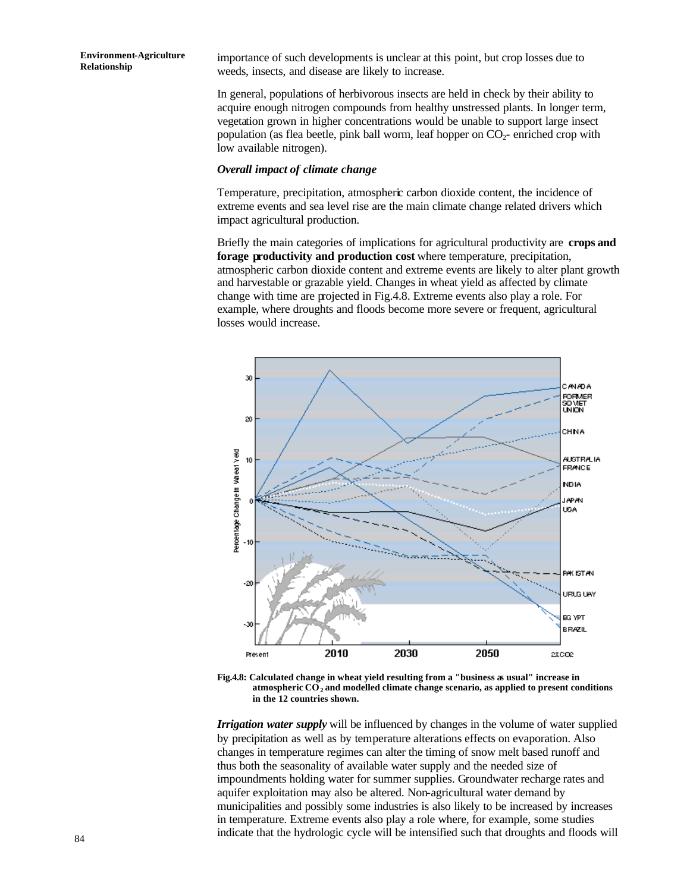importance of such developments is unclear at this point, but crop losses due to weeds, insects, and disease are likely to increase.

In general, populations of herbivorous insects are held in check by their ability to acquire enough nitrogen compounds from healthy unstressed plants. In longer term, vegetation grown in higher concentrations would be unable to support large insect population (as flea beetle, pink ball worm, leaf hopper on $CO_2$- enriched crop with low available nitrogen).

***Overall impact of climate change***

Temperature, precipitation, atmospheric carbon dioxide content, the incidence of extreme events and sea level rise are the main climate change related drivers which impact agricultural production.

Briefly the main categories of implications for agricultural productivity are **crops and forage productivity and production cost** where temperature, precipitation, atmospheric carbon dioxide content and extreme events are likely to alter plant growth and harvestable or grazable yield. Changes in wheat yield as affected by climate change with time are projected in Fig.4.8. Extreme events also play a role. For example, where droughts and floods become more severe or frequent, agricultural losses would increase.

**Fig.4.8: Calculated change in wheat yield resulting from a "business as usual" increase in atmospheric $CO_2$ and modelled climate change scenario, as applied to present conditions in the 12 countries shown.**

***Irrigation water supply*** will be influenced by changes in the volume of water supplied by precipitation as well as by temperature alterations effects on evaporation. Also changes in temperature regimes can alter the timing of snow melt based runoff and thus both the seasonality of available water supply and the needed size of impoundments holding water for summer supplies. Groundwater recharge rates and aquifer exploitation may also be altered. Non-agricultural water demand by municipalities and possibly some industries is also likely to be increased by increases in temperature. Extreme events also play a role where, for example, some studies indicate that the hydrologic cycle will be intensified such that droughts and floods will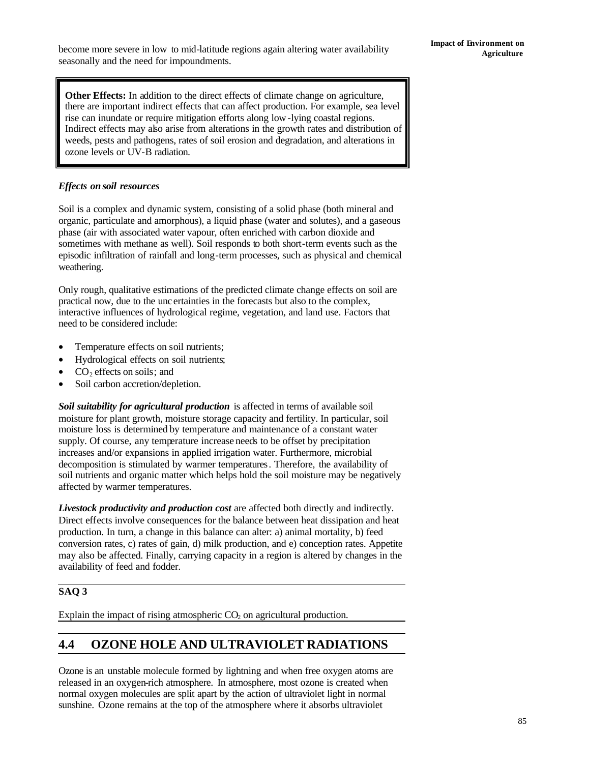become more severe in low to mid-latitude regions again altering water availability seasonally and the need for impoundments.

**Other Effects:** In addition to the direct effects of climate change on agriculture, there are important indirect effects that can affect production. For example, sea level rise can inundate or require mitigation efforts along low-lying coastal regions. Indirect effects may also arise from alterations in the growth rates and distribution of weeds, pests and pathogens, rates of soil erosion and degradation, and alterations in ozone levels or UV-B radiation.

***Effects on soil resources***

Soil is a complex and dynamic system, consisting of a solid phase (both mineral and organic, particulate and amorphous), a liquid phase (water and solutes), and a gaseous phase (air with associated water vapour, often enriched with carbon dioxide and sometimes with methane as well). Soil responds to both short-term events such as the episodic infiltration of rainfall and long-term processes, such as physical and chemical weathering.

Only rough, qualitative estimations of the predicted climate change effects on soil are practical now, due to the uncertainties in the forecasts but also to the complex, interactive influences of hydrological regime, vegetation, and land use. Factors that need to be considered include:

- Temperature effects on soil nutrients;
- Hydrological effects on soil nutrients;
- $CO_2$ effects on soils; and
- Soil carbon accretion/depletion.

***Soil suitability for agricultural production*** is affected in terms of available soil moisture for plant growth, moisture storage capacity and fertility. In particular, soil moisture loss is determined by temperature and maintenance of a constant water supply. Of course, any temperature increase needs to be offset by precipitation increases and/or expansions in applied irrigation water. Furthermore, microbial decomposition is stimulated by warmer temperatures. Therefore, the availability of soil nutrients and organic matter which helps hold the soil moisture may be negatively affected by warmer temperatures.

***Livestock productivity and production cost*** are affected both directly and indirectly. Direct effects involve consequences for the balance between heat dissipation and heat production. In turn, a change in this balance can alter: a) animal mortality, b) feed conversion rates, c) rates of gain, d) milk production, and e) conception rates. Appetite may also be affected. Finally, carrying capacity in a region is altered by changes in the availability of feed and fodder.

**SAQ 3**

Explain the impact of rising atmospheric $CO_2$ on agricultural production.

## 4.4 OZONE HOLE AND ULTRAVIOLET RADIATIONS

Ozone is an unstable molecule formed by lightning and when free oxygen atoms are released in an oxygen-rich atmosphere. In atmosphere, most ozone is created when normal oxygen molecules are split apart by the action of ultraviolet light in normal sunshine. Ozone remains at the top of the atmosphere where it absorbs ultraviolet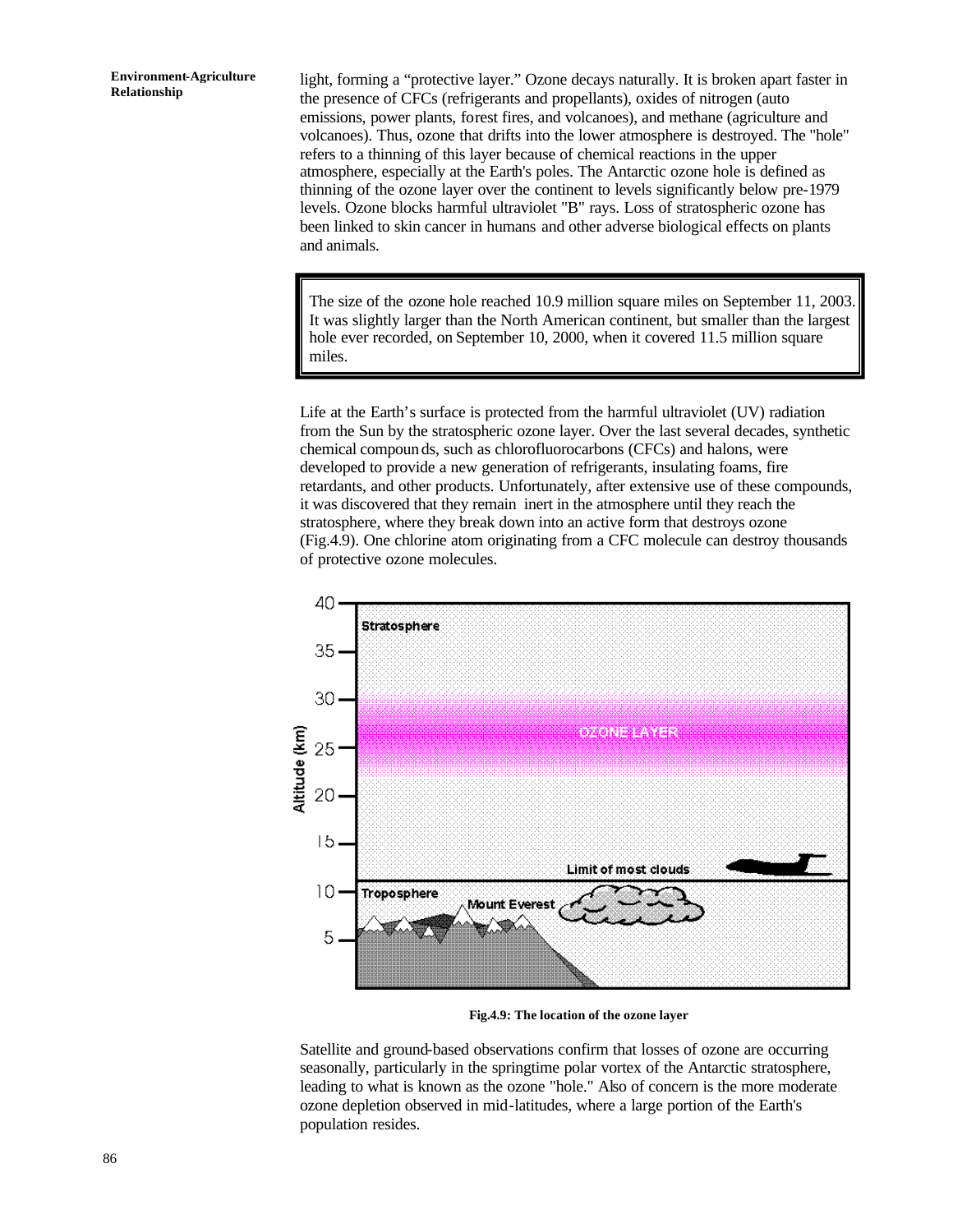light, forming a "protective layer." Ozone decays naturally. It is broken apart faster in the presence of CFCs (refrigerants and propellants), oxides of nitrogen (auto emissions, power plants, forest fires, and volcanoes), and methane (agriculture and volcanoes). Thus, ozone that drifts into the lower atmosphere is destroyed. The "hole" refers to a thinning of this layer because of chemical reactions in the upper atmosphere, especially at the Earth's poles. The Antarctic ozone hole is defined as thinning of the ozone layer over the continent to levels significantly below pre-1979 levels. Ozone blocks harmful ultraviolet "B" rays. Loss of stratospheric ozone has been linked to skin cancer in humans and other adverse biological effects on plants and animals.

> The size of the ozone hole reached 10.9 million square miles on September 11, 2003. It was slightly larger than the North American continent, but smaller than the largest hole ever recorded, on September 10, 2000, when it covered 11.5 million square miles.

Life at the Earth's surface is protected from the harmful ultraviolet (UV) radiation from the Sun by the stratospheric ozone layer. Over the last several decades, synthetic chemical compounds, such as chlorofluorocarbons (CFCs) and halons, were developed to provide a new generation of refrigerants, insulating foams, fire retardants, and other products. Unfortunately, after extensive use of these compounds, it was discovered that they remain inert in the atmosphere until they reach the stratosphere, where they break down into an active form that destroys ozone (Fig.4.9). One chlorine atom originating from a CFC molecule can destroy thousands of protective ozone molecules.

**Fig.4.9: The location of the ozone layer**

Satellite and ground-based observations confirm that losses of ozone are occurring seasonally, particularly in the springtime polar vortex of the Antarctic stratosphere, leading to what is known as the ozone "hole." Also of concern is the more moderate ozone depletion observed in mid-latitudes, where a large portion of the Earth's population resides.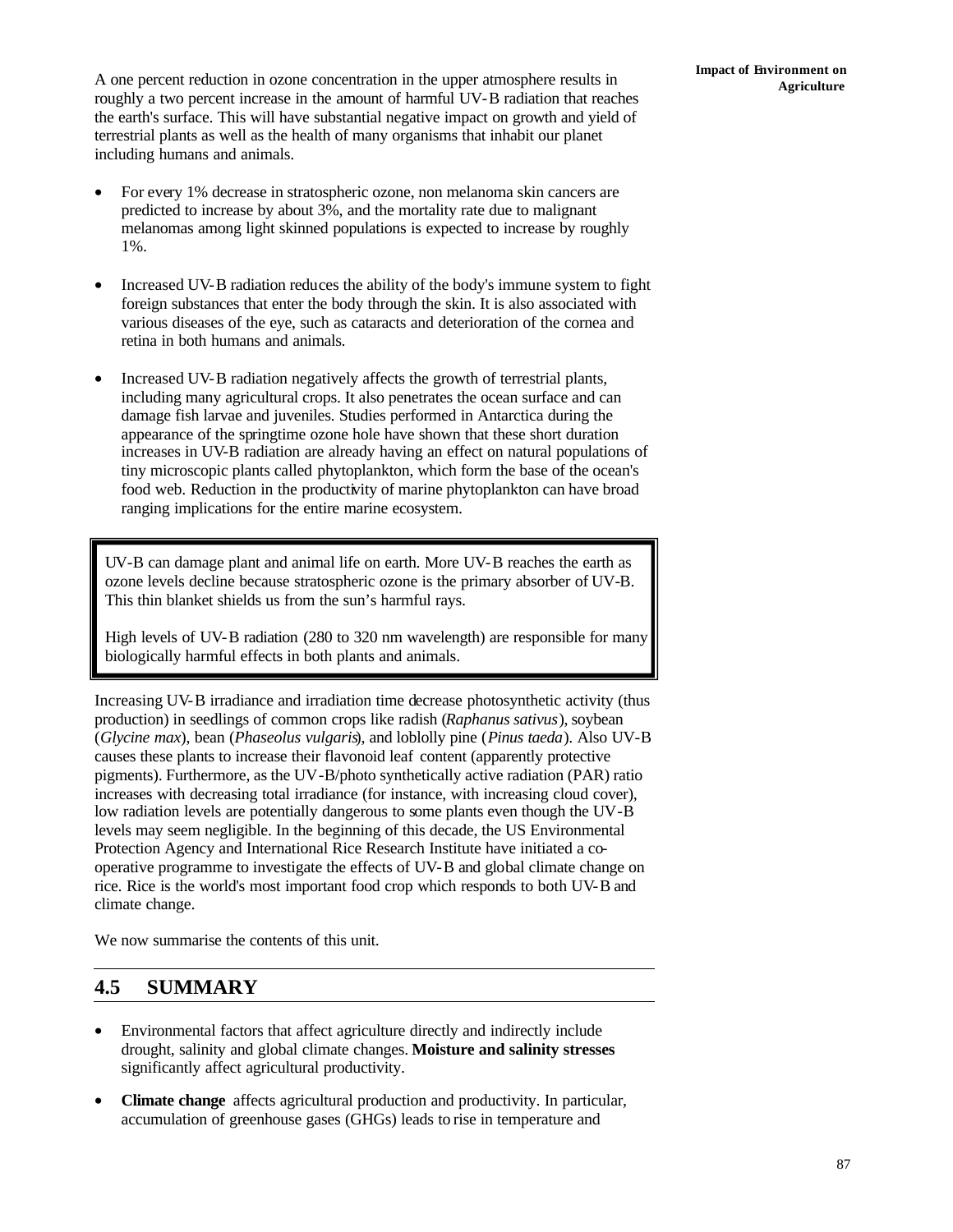A one percent reduction in ozone concentration in the upper atmosphere results in roughly a two percent increase in the amount of harmful UV-B radiation that reaches the earth's surface. This will have substantial negative impact on growth and yield of terrestrial plants as well as the health of many organisms that inhabit our planet including humans and animals.

- For every 1% decrease in stratospheric ozone, non melanoma skin cancers are predicted to increase by about 3%, and the mortality rate due to malignant melanomas among light skinned populations is expected to increase by roughly 1%.
- Increased UV-B radiation reduces the ability of the body's immune system to fight foreign substances that enter the body through the skin. It is also associated with various diseases of the eye, such as cataracts and deterioration of the cornea and retina in both humans and animals.
- Increased UV-B radiation negatively affects the growth of terrestrial plants, including many agricultural crops. It also penetrates the ocean surface and can damage fish larvae and juveniles. Studies performed in Antarctica during the appearance of the springtime ozone hole have shown that these short duration increases in UV-B radiation are already having an effect on natural populations of tiny microscopic plants called phytoplankton, which form the base of the ocean's food web. Reduction in the productivity of marine phytoplankton can have broad ranging implications for the entire marine ecosystem.

> UV-B can damage plant and animal life on earth. More UV-B reaches the earth as ozone levels decline because stratospheric ozone is the primary absorber of UV-B. This thin blanket shields us from the sun's harmful rays.
>
> High levels of UV-B radiation (280 to 320 nm wavelength) are responsible for many biologically harmful effects in both plants and animals.

Increasing UV-B irradiance and irradiation time decrease photosynthetic activity (thus production) in seedlings of common crops like radish (*Raphanus sativus*), soybean (*Glycine max*), bean (*Phaseolus vulgaris*), and loblolly pine (*Pinus taeda*). Also UV-B causes these plants to increase their flavonoid leaf content (apparently protective pigments). Furthermore, as the UV-B/photo synthetically active radiation (PAR) ratio increases with decreasing total irradiance (for instance, with increasing cloud cover), low radiation levels are potentially dangerous to some plants even though the UV-B levels may seem negligible. In the beginning of this decade, the US Environmental Protection Agency and International Rice Research Institute have initiated a co-operative programme to investigate the effects of UV-B and global climate change on rice. Rice is the world's most important food crop which responds to both UV-B and climate change.

We now summarise the contents of this unit.

## 4.5 SUMMARY

- Environmental factors that affect agriculture directly and indirectly include drought, salinity and global climate changes. **Moisture and salinity stresses** significantly affect agricultural productivity.
- **Climate change** affects agricultural production and productivity. In particular, accumulation of greenhouse gases (GHGs) leads to rise in temperature and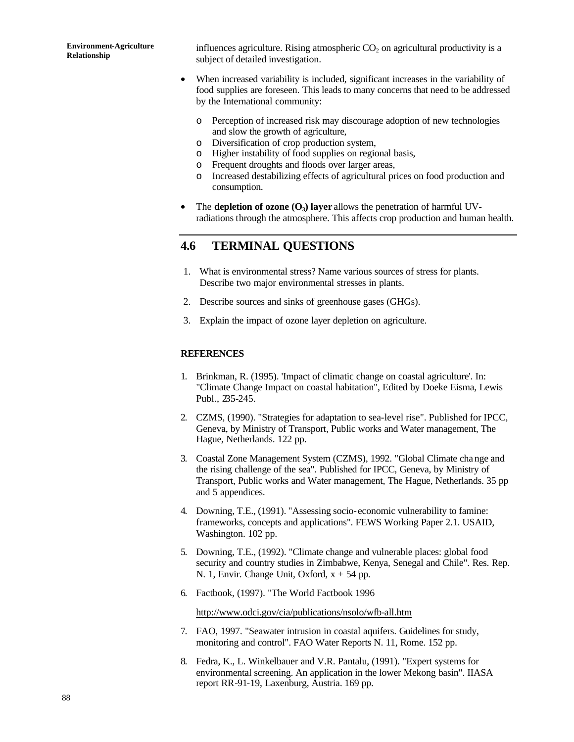influences agriculture. Rising atmospheric $CO_2$ on agricultural productivity is a subject of detailed investigation.

- When increased variability is included, significant increases in the variability of food supplies are foreseen. This leads to many concerns that need to be addressed by the International community:
  - Perception of increased risk may discourage adoption of new technologies and slow the growth of agriculture,
  - Diversification of crop production system,
  - Higher instability of food supplies on regional basis,
  - Frequent droughts and floods over larger areas,
  - Increased destabilizing effects of agricultural prices on food production and consumption.
- The **depletion of ozone ($O_3$) layer** allows the penetration of harmful UV-radiations through the atmosphere. This affects crop production and human health.

## 4.6 TERMINAL QUESTIONS

1. What is environmental stress? Name various sources of stress for plants. Describe two major environmental stresses in plants.
2. Describe sources and sinks of greenhouse gases (GHGs).
3. Explain the impact of ozone layer depletion on agriculture.

### REFERENCES

1. Brinkman, R. (1995). 'Impact of climatic change on coastal agriculture'. In: "Climate Change Impact on coastal habitation", Edited by Doeke Eisma, Lewis Publ., 235-245.
2. CZMS, (1990). "Strategies for adaptation to sea-level rise". Published for IPCC, Geneva, by Ministry of Transport, Public works and Water management, The Hague, Netherlands. 122 pp.
3. Coastal Zone Management System (CZMS), 1992. "Global Climate change and the rising challenge of the sea". Published for IPCC, Geneva, by Ministry of Transport, Public works and Water management, The Hague, Netherlands. 35 pp and 5 appendices.
4. Downing, T.E., (1991). "Assessing socio-economic vulnerability to famine: frameworks, concepts and applications". FEWS Working Paper 2.1. USAID, Washington. 102 pp.
5. Downing, T.E., (1992). "Climate change and vulnerable places: global food security and country studies in Zimbabwe, Kenya, Senegal and Chile". Res. Rep. N. 1, Envir. Change Unit, Oxford, x + 54 pp.
6. Factbook, (1997). "The World Factbook 1996

   http://www.odci.gov/cia/publications/nsolo/wfb-all.htm
7. FAO, 1997. "Seawater intrusion in coastal aquifers. Guidelines for study, monitoring and control". FAO Water Reports N. 11, Rome. 152 pp.
8. Fedra, K., L. Winkelbauer and V.R. Pantalu, (1991). "Expert systems for environmental screening. An application in the lower Mekong basin". IIASA report RR-91-19, Laxenburg, Austria. 169 pp.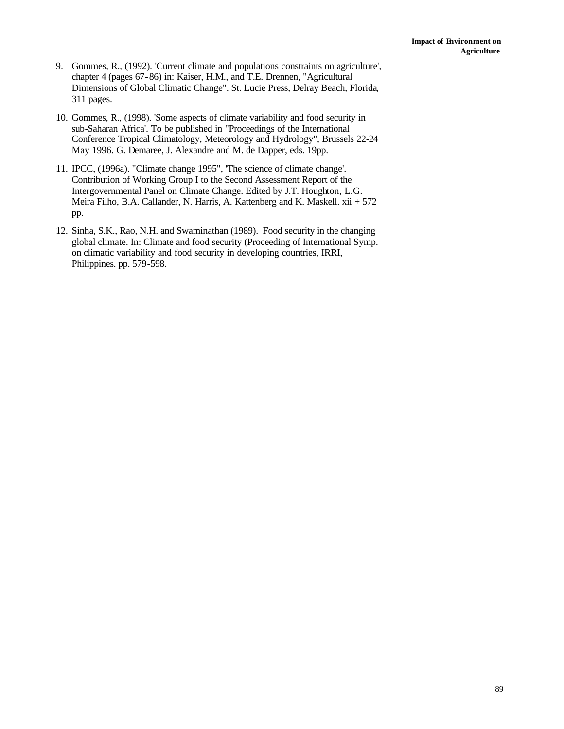9. Gommes, R., (1992). 'Current climate and populations constraints on agriculture', chapter 4 (pages 67-86) in: Kaiser, H.M., and T.E. Drennen, "Agricultural Dimensions of Global Climatic Change". St. Lucie Press, Delray Beach, Florida, 311 pages.

10. Gommes, R., (1998). 'Some aspects of climate variability and food security in sub-Saharan Africa'. To be published in "Proceedings of the International Conference Tropical Climatology, Meteorology and Hydrology", Brussels 22-24 May 1996. G. Demaree, J. Alexandre and M. de Dapper, eds. 19pp.

11. IPCC, (1996a). "Climate change 1995", 'The science of climate change'. Contribution of Working Group I to the Second Assessment Report of the Intergovernmental Panel on Climate Change. Edited by J.T. Houghton, L.G. Meira Filho, B.A. Callander, N. Harris, A. Kattenberg and K. Maskell. xii + 572 pp.

12. Sinha, S.K., Rao, N.H. and Swaminathan (1989). Food security in the changing global climate. In: Climate and food security (Proceeding of International Symp. on climatic variability and food security in developing countries, IRRI, Philippines. pp. 579-598.